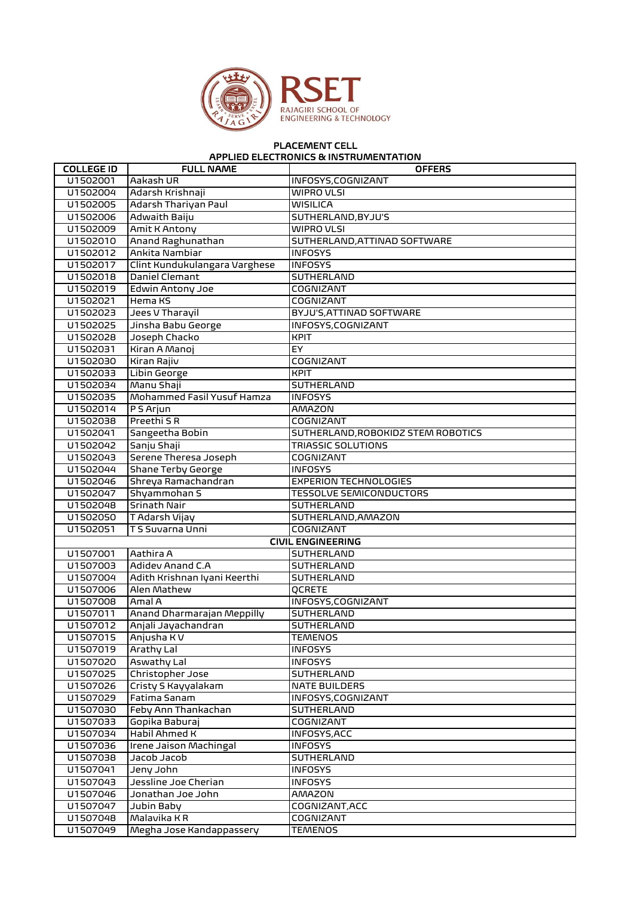# RSET

RAJAGIRI SCHOOL OF ENGINEERING & TECHNOLOGY

## PLACEMENT CELL

### APPLIED ELECTRONICS & INSTRUMENTATION

| COLLEGE ID | FULL NAME | OFFERS |
|---|---|---|
| U1502001 | Aakash UR | INFOSYS,COGNIZANT |
| U1502004 | Adarsh Krishnaji | WIPRO VLSI |
| U1502005 | Adarsh Thariyan Paul | WISILICA |
| U1502006 | Adwaith Baiju | SUTHERLAND,BYJU'S |
| U1502009 | Amit K Antony | WIPRO VLSI |
| U1502010 | Anand Raghunathan | SUTHERLAND,ATTINAD SOFTWARE |
| U1502012 | Ankita Nambiar | INFOSYS |
| U1502017 | Clint Kundukulangara Varghese | INFOSYS |
| U1502018 | Daniel Clemant | SUTHERLAND |
| U1502019 | Edwin Antony Joe | COGNIZANT |
| U1502021 | Hema KS | COGNIZANT |
| U1502023 | Jees V Tharayil | BYJU'S,ATTINAD SOFTWARE |
| U1502025 | Jinsha Babu George | INFOSYS,COGNIZANT |
| U1502028 | Joseph Chacko | KPIT |
| U1502031 | Kiran A Manoj | EY |
| U1502030 | Kiran Rajiv | COGNIZANT |
| U1502033 | Libin George | KPIT |
| U1502034 | Manu Shaji | SUTHERLAND |
| U1502035 | Mohammed Fasil Yusuf Hamza | INFOSYS |
| U1502014 | P S Arjun | AMAZON |
| U1502038 | Preethi S R | COGNIZANT |
| U1502041 | Sangeetha Bobin | SUTHERLAND,ROBOKIDZ STEM ROBOTICS |
| U1502042 | Sanju Shaji | TRIASSIC SOLUTIONS |
| U1502043 | Serene Theresa Joseph | COGNIZANT |
| U1502044 | Shane Terby George | INFOSYS |
| U1502046 | Shreya Ramachandran | EXPERION TECHNOLOGIES |
| U1502047 | Shyammohan S | TESSOLVE SEMICONDUCTORS |
| U1502048 | Srinath Nair | SUTHERLAND |
| U1502050 | T Adarsh Vijay | SUTHERLAND,AMAZON |
| U1502051 | T S Suvarna Unni | COGNIZANT |
| | **CIVIL ENGINEERING** | |
| U1507001 | Aathira A | SUTHERLAND |
| U1507003 | Adidev Anand C.A | SUTHERLAND |
| U1507004 | Adith Krishnan Iyani Keerthi | SUTHERLAND |
| U1507006 | Alen Mathew | QCRETE |
| U1507008 | Amal A | INFOSYS,COGNIZANT |
| U1507011 | Anand Dharmarajan Meppilly | SUTHERLAND |
| U1507012 | Anjali Jayachandran | SUTHERLAND |
| U1507015 | Anjusha K V | TEMENOS |
| U1507019 | Arathy Lal | INFOSYS |
| U1507020 | Aswathy Lal | INFOSYS |
| U1507025 | Christopher Jose | SUTHERLAND |
| U1507026 | Cristy S Kayyalakam | NATE BUILDERS |
| U1507029 | Fatima Sanam | INFOSYS,COGNIZANT |
| U1507030 | Feby Ann Thankachan | SUTHERLAND |
| U1507033 | Gopika Baburaj | COGNIZANT |
| U1507034 | Habil Ahmed K | INFOSYS,ACC |
| U1507036 | Irene Jaison Machingal | INFOSYS |
| U1507038 | Jacob Jacob | SUTHERLAND |
| U1507041 | Jeny John | INFOSYS |
| U1507043 | Jessline Joe Cherian | INFOSYS |
| U1507046 | Jonathan Joe John | AMAZON |
| U1507047 | Jubin Baby | COGNIZANT,ACC |
| U1507048 | Malavika K R | COGNIZANT |
| U1507049 | Megha Jose Kandappassery | TEMENOS |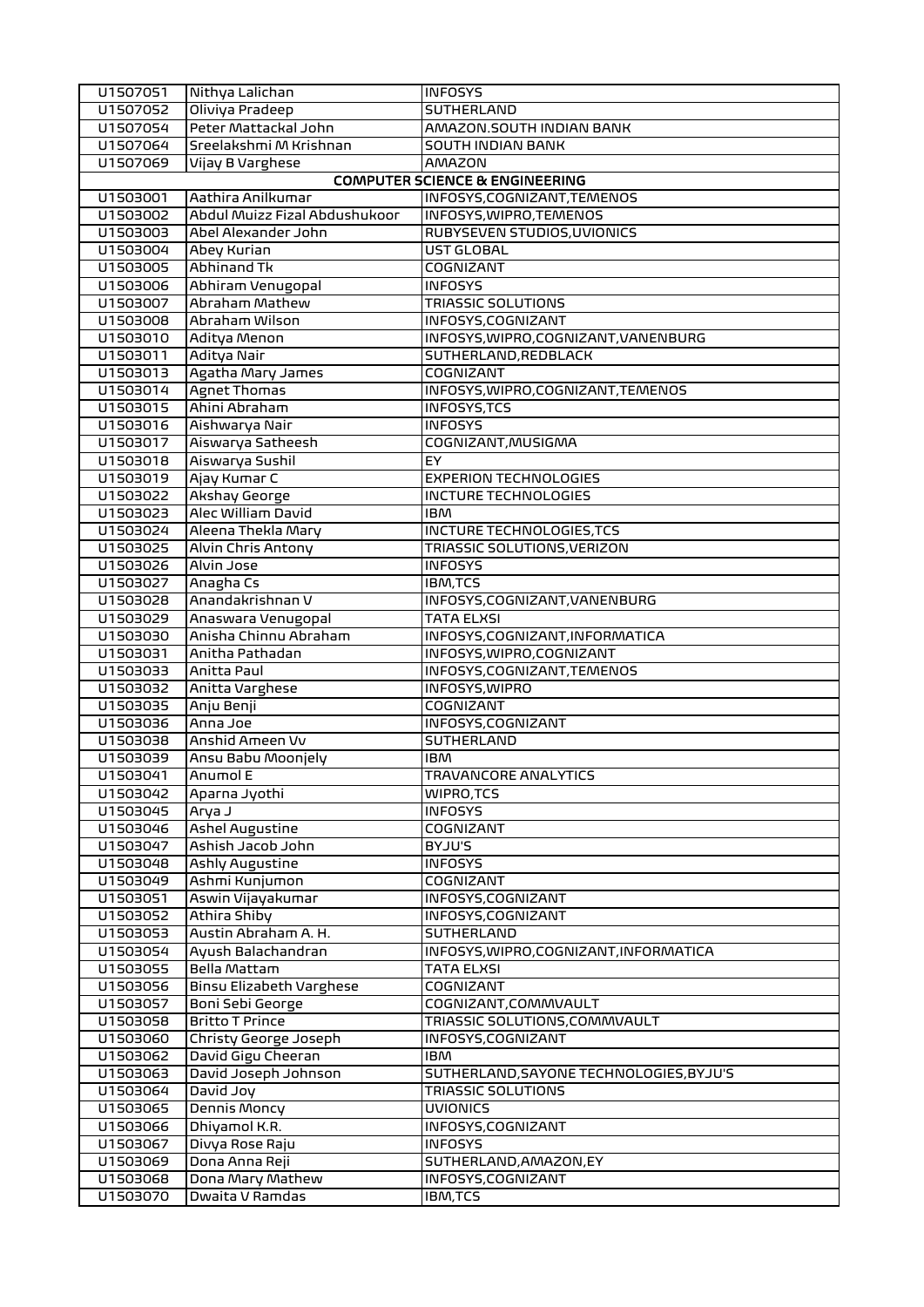| | | |
|---|---|---|
| U1507051 | Nithya Lalichan | INFOSYS |
| U1507052 | Oliviya Pradeep | SUTHERLAND |
| U1507054 | Peter Mattackal John | AMAZON.SOUTH INDIAN BANK |
| U1507064 | Sreelakshmi M Krishnan | SOUTH INDIAN BANK |
| U1507069 | Vijay B Varghese | AMAZON |
| **COMPUTER SCIENCE & ENGINEERING** | | |
| U1503001 | Aathira Anilkumar | INFOSYS,COGNIZANT,TEMENOS |
| U1503002 | Abdul Muizz Fizal Abdushukoor | INFOSYS,WIPRO,TEMENOS |
| U1503003 | Abel Alexander John | RUBYSEVEN STUDIOS,UVIONICS |
| U1503004 | Abey Kurian | UST GLOBAL |
| U1503005 | Abhinand Tk | COGNIZANT |
| U1503006 | Abhiram Venugopal | INFOSYS |
| U1503007 | Abraham Mathew | TRIASSIC SOLUTIONS |
| U1503008 | Abraham Wilson | INFOSYS,COGNIZANT |
| U1503010 | Aditya Menon | INFOSYS,WIPRO,COGNIZANT,VANENBURG |
| U1503011 | Aditya Nair | SUTHERLAND,REDBLACK |
| U1503013 | Agatha Mary James | COGNIZANT |
| U1503014 | Agnet Thomas | INFOSYS,WIPRO,COGNIZANT,TEMENOS |
| U1503015 | Ahini Abraham | INFOSYS,TCS |
| U1503016 | Aishwarya Nair | INFOSYS |
| U1503017 | Aiswarya Satheesh | COGNIZANT,MUSIGMA |
| U1503018 | Aiswarya Sushil | EY |
| U1503019 | Ajay Kumar C | EXPERION TECHNOLOGIES |
| U1503022 | Akshay George | INCTURE TECHNOLOGIES |
| U1503023 | Alec William David | IBM |
| U1503024 | Aleena Thekla Mary | INCTURE TECHNOLOGIES,TCS |
| U1503025 | Alvin Chris Antony | TRIASSIC SOLUTIONS,VERIZON |
| U1503026 | Alvin Jose | INFOSYS |
| U1503027 | Anagha Cs | IBM,TCS |
| U1503028 | Anandakrishnan V | INFOSYS,COGNIZANT,VANENBURG |
| U1503029 | Anaswara Venugopal | TATA ELXSI |
| U1503030 | Anisha Chinnu Abraham | INFOSYS,COGNIZANT,INFORMATICA |
| U1503031 | Anitha Pathadan | INFOSYS,WIPRO,COGNIZANT |
| U1503033 | Anitta Paul | INFOSYS,COGNIZANT,TEMENOS |
| U1503032 | Anitta Varghese | INFOSYS,WIPRO |
| U1503035 | Anju Benji | COGNIZANT |
| U1503036 | Anna Joe | INFOSYS,COGNIZANT |
| U1503038 | Anshid Ameen Vv | SUTHERLAND |
| U1503039 | Ansu Babu Moonjely | IBM |
| U1503041 | Anumol E | TRAVANCORE ANALYTICS |
| U1503042 | Aparna Jyothi | WIPRO,TCS |
| U1503045 | Arya J | INFOSYS |
| U1503046 | Ashel Augustine | COGNIZANT |
| U1503047 | Ashish Jacob John | BYJU'S |
| U1503048 | Ashly Augustine | INFOSYS |
| U1503049 | Ashmi Kunjumon | COGNIZANT |
| U1503051 | Aswin Vijayakumar | INFOSYS,COGNIZANT |
| U1503052 | Athira Shiby | INFOSYS,COGNIZANT |
| U1503053 | Austin Abraham A. H. | SUTHERLAND |
| U1503054 | Ayush Balachandran | INFOSYS,WIPRO,COGNIZANT,INFORMATICA |
| U1503055 | Bella Mattam | TATA ELXSI |
| U1503056 | Binsu Elizabeth Varghese | COGNIZANT |
| U1503057 | Boni Sebi George | COGNIZANT,COMMVAULT |
| U1503058 | Britto T Prince | TRIASSIC SOLUTIONS,COMMVAULT |
| U1503060 | Christy George Joseph | INFOSYS,COGNIZANT |
| U1503062 | David Gigu Cheeran | IBM |
| U1503063 | David Joseph Johnson | SUTHERLAND,SAYONE TECHNOLOGIES,BYJU'S |
| U1503064 | David Joy | TRIASSIC SOLUTIONS |
| U1503065 | Dennis Moncy | UVIONICS |
| U1503066 | Dhiyamol K.R. | INFOSYS,COGNIZANT |
| U1503067 | Divya Rose Raju | INFOSYS |
| U1503069 | Dona Anna Reji | SUTHERLAND,AMAZON,EY |
| U1503068 | Dona Mary Mathew | INFOSYS,COGNIZANT |
| U1503070 | Dwaita V Ramdas | IBM,TCS |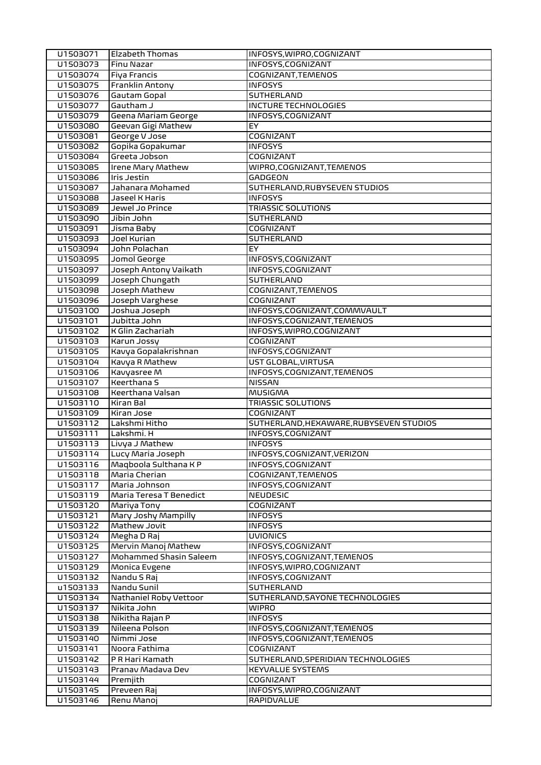| U1503071 | Elzabeth Thomas | INFOSYS,WIPRO,COGNIZANT |
|---|---|---|
| U1503073 | Finu Nazar | INFOSYS,COGNIZANT |
| U1503074 | Fiya Francis | COGNIZANT,TEMENOS |
| U1503075 | Franklin Antony | INFOSYS |
| U1503076 | Gautam Gopal | SUTHERLAND |
| U1503077 | Gautham J | INCTURE TECHNOLOGIES |
| U1503079 | Geena Mariam George | INFOSYS,COGNIZANT |
| U1503080 | Geevan Gigi Mathew | EY |
| U1503081 | George V Jose | COGNIZANT |
| U1503082 | Gopika Gopakumar | INFOSYS |
| U1503084 | Greeta Jobson | COGNIZANT |
| U1503085 | Irene Mary Mathew | WIPRO,COGNIZANT,TEMENOS |
| U1503086 | Iris Jestin | GADGEON |
| U1503087 | Jahanara Mohamed | SUTHERLAND,RUBYSEVEN STUDIOS |
| U1503088 | Jaseel K Haris | INFOSYS |
| U1503089 | Jewel Jo Prince | TRIASSIC SOLUTIONS |
| U1503090 | Jibin John | SUTHERLAND |
| U1503091 | Jisma Baby | COGNIZANT |
| U1503093 | Joel Kurian | SUTHERLAND |
| u1503094 | John Polachan | EY |
| U1503095 | Jomol George | INFOSYS,COGNIZANT |
| U1503097 | Joseph Antony Vaikath | INFOSYS,COGNIZANT |
| U1503099 | Joseph Chungath | SUTHERLAND |
| U1503098 | Joseph Mathew | COGNIZANT,TEMENOS |
| U1503096 | Joseph Varghese | COGNIZANT |
| U1503100 | Joshua Joseph | INFOSYS,COGNIZANT,COMMVAULT |
| U1503101 | Jubitta John | INFOSYS,COGNIZANT,TEMENOS |
| U1503102 | K Glin Zachariah | INFOSYS,WIPRO,COGNIZANT |
| U1503103 | Karun Jossy | COGNIZANT |
| U1503105 | Kavya Gopalakrishnan | INFOSYS,COGNIZANT |
| U1503104 | Kavya R Mathew | UST GLOBAL,VIRTUSA |
| U1503106 | Kavyasree M | INFOSYS,COGNIZANT,TEMENOS |
| U1503107 | Keerthana S | NISSAN |
| U1503108 | Keerthana Valsan | MUSIGMA |
| U1503110 | Kiran Bal | TRIASSIC SOLUTIONS |
| U1503109 | Kiran Jose | COGNIZANT |
| U1503112 | Lakshmi Hitho | SUTHERLAND,HEXAWARE,RUBYSEVEN STUDIOS |
| U1503111 | Lakshmi. H | INFOSYS,COGNIZANT |
| U1503113 | Livya J Mathew | INFOSYS |
| U1503114 | Lucy Maria Joseph | INFOSYS,COGNIZANT,VERIZON |
| U1503116 | Maqboola Sulthana K P | INFOSYS,COGNIZANT |
| U1503118 | Maria Cherian | COGNIZANT,TEMENOS |
| U1503117 | Maria Johnson | INFOSYS,COGNIZANT |
| U1503119 | Maria Teresa T Benedict | NEUDESIC |
| U1503120 | Mariya Tony | COGNIZANT |
| U1503121 | Mary Joshy Mampilly | INFOSYS |
| U1503122 | Mathew Jovit | INFOSYS |
| U1503124 | Megha D Raj | UVIONICS |
| U1503125 | Mervin Manoj Mathew | INFOSYS,COGNIZANT |
| U1503127 | Mohammed Shasin Saleem | INFOSYS,COGNIZANT,TEMENOS |
| U1503129 | Monica Evgene | INFOSYS,WIPRO,COGNIZANT |
| U1503132 | Nandu S Raj | INFOSYS,COGNIZANT |
| u1503133 | Nandu Sunil | SUTHERLAND |
| U1503134 | Nathaniel Roby Vettoor | SUTHERLAND,SAYONE TECHNOLOGIES |
| U1503137 | Nikita John | WIPRO |
| U1503138 | Nikitha Rajan P | INFOSYS |
| U1503139 | Nileena Polson | INFOSYS,COGNIZANT,TEMENOS |
| U1503140 | Nimmi Jose | INFOSYS,COGNIZANT,TEMENOS |
| U1503141 | Noora Fathima | COGNIZANT |
| U1503142 | P R Hari Kamath | SUTHERLAND,SPERIDIAN TECHNOLOGIES |
| U1503143 | Pranav Madava Dev | KEYVALUE SYSTEMS |
| U1503144 | Premjith | COGNIZANT |
| U1503145 | Preveen Raj | INFOSYS,WIPRO,COGNIZANT |
| U1503146 | Renu Manoj | RAPIDVALUE |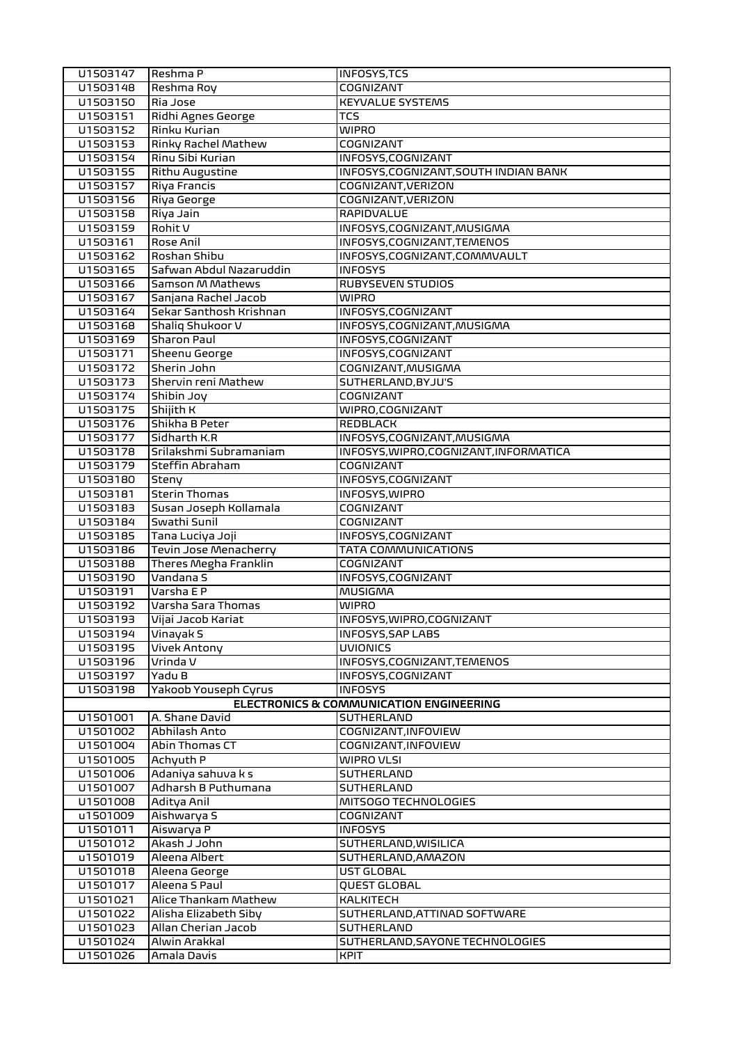| | | |
|---|---|---|
| U1503147 | Reshma P | INFOSYS,TCS |
| U1503148 | Reshma Roy | COGNIZANT |
| U1503150 | Ria Jose | KEYVALUE SYSTEMS |
| U1503151 | Ridhi Agnes George | TCS |
| U1503152 | Rinku Kurian | WIPRO |
| U1503153 | Rinky Rachel Mathew | COGNIZANT |
| U1503154 | Rinu Sibi Kurian | INFOSYS,COGNIZANT |
| U1503155 | Rithu Augustine | INFOSYS,COGNIZANT,SOUTH INDIAN BANK |
| U1503157 | Riya Francis | COGNIZANT,VERIZON |
| U1503156 | Riya George | COGNIZANT,VERIZON |
| U1503158 | Riya Jain | RAPIDVALUE |
| U1503159 | Rohit V | INFOSYS,COGNIZANT,MUSIGMA |
| U1503161 | Rose Anil | INFOSYS,COGNIZANT,TEMENOS |
| U1503162 | Roshan Shibu | INFOSYS,COGNIZANT,COMMVAULT |
| U1503165 | Safwan Abdul Nazaruddin | INFOSYS |
| U1503166 | Samson M Mathews | RUBYSEVEN STUDIOS |
| U1503167 | Sanjana Rachel Jacob | WIPRO |
| U1503164 | Sekar Santhosh Krishnan | INFOSYS,COGNIZANT |
| U1503168 | Shaliq Shukoor V | INFOSYS,COGNIZANT,MUSIGMA |
| U1503169 | Sharon Paul | INFOSYS,COGNIZANT |
| U1503171 | Sheenu George | INFOSYS,COGNIZANT |
| U1503172 | Sherin John | COGNIZANT,MUSIGMA |
| U1503173 | Shervin reni Mathew | SUTHERLAND,BYJU'S |
| U1503174 | Shibin Joy | COGNIZANT |
| U1503175 | Shijith K | WIPRO,COGNIZANT |
| U1503176 | Shikha B Peter | REDBLACK |
| U1503177 | Sidharth K.R | INFOSYS,COGNIZANT,MUSIGMA |
| U1503178 | Srilakshmi Subramaniam | INFOSYS,WIPRO,COGNIZANT,INFORMATICA |
| U1503179 | Steffin Abraham | COGNIZANT |
| U1503180 | Steny | INFOSYS,COGNIZANT |
| U1503181 | Sterin Thomas | INFOSYS,WIPRO |
| U1503183 | Susan Joseph Kollamala | COGNIZANT |
| U1503184 | Swathi Sunil | COGNIZANT |
| U1503185 | Tana Luciya Joji | INFOSYS,COGNIZANT |
| U1503186 | Tevin Jose Menacherry | TATA COMMUNICATIONS |
| U1503188 | Theres Megha Franklin | COGNIZANT |
| U1503190 | Vandana S | INFOSYS,COGNIZANT |
| U1503191 | Varsha E P | MUSIGMA |
| U1503192 | Varsha Sara Thomas | WIPRO |
| U1503193 | Vijai Jacob Kariat | INFOSYS,WIPRO,COGNIZANT |
| U1503194 | Vinayak S | INFOSYS,SAP LABS |
| U1503195 | Vivek Antony | UVIONICS |
| U1503196 | Vrinda V | INFOSYS,COGNIZANT,TEMENOS |
| U1503197 | Yadu B | INFOSYS,COGNIZANT |
| U1503198 | Yakoob Youseph Cyrus | INFOSYS |
| | **ELECTRONICS & COMMUNICATION ENGINEERING** | |
| U1501001 | A. Shane David | SUTHERLAND |
| U1501002 | Abhilash Anto | COGNIZANT,INFOVIEW |
| U1501004 | Abin Thomas CT | COGNIZANT,INFOVIEW |
| U1501005 | Achyuth P | WIPRO VLSI |
| U1501006 | Adaniya sahuva k s | SUTHERLAND |
| U1501007 | Adharsh B Puthumana | SUTHERLAND |
| U1501008 | Aditya Anil | MITSOGO TECHNOLOGIES |
| u1501009 | Aishwarya S | COGNIZANT |
| U1501011 | Aiswarya P | INFOSYS |
| U1501012 | Akash J John | SUTHERLAND,WISILICA |
| u1501019 | Aleena Albert | SUTHERLAND,AMAZON |
| U1501018 | Aleena George | UST GLOBAL |
| U1501017 | Aleena S Paul | QUEST GLOBAL |
| U1501021 | Alice Thankam Mathew | KALKITECH |
| U1501022 | Alisha Elizabeth Siby | SUTHERLAND,ATTINAD SOFTWARE |
| U1501023 | Allan Cherian Jacob | SUTHERLAND |
| U1501024 | Alwin Arakkal | SUTHERLAND,SAYONE TECHNOLOGIES |
| U1501026 | Amala Davis | KPIT |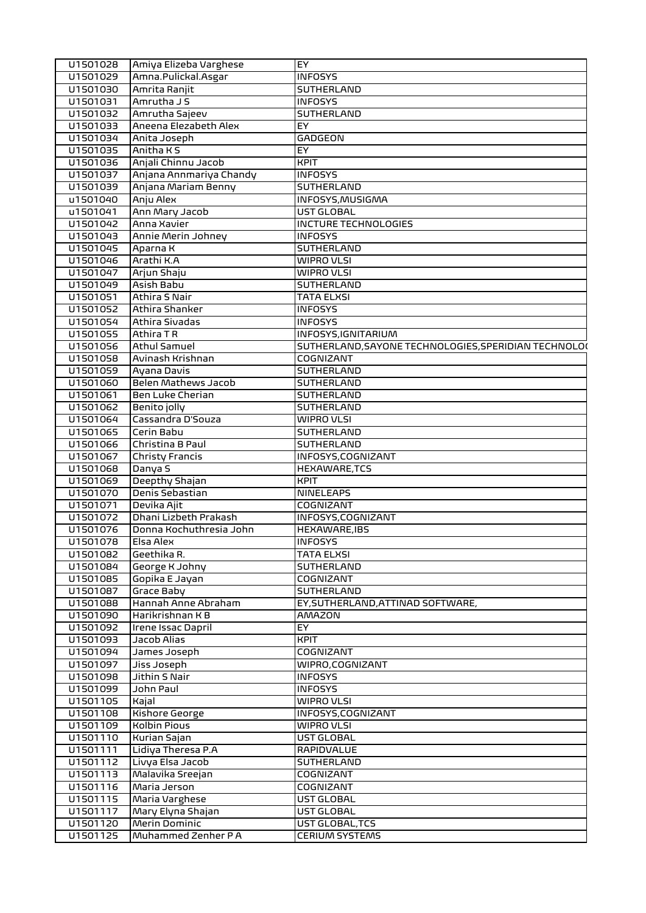| U1501028 | Amiya Elizeba Varghese | EY |
|---|---|---|
| U1501029 | Amna.Pulickal.Asgar | INFOSYS |
| U1501030 | Amrita Ranjit | SUTHERLAND |
| U1501031 | Amrutha J S | INFOSYS |
| U1501032 | Amrutha Sajeev | SUTHERLAND |
| U1501033 | Aneena Elezabeth Alex | EY |
| U1501034 | Anita Joseph | GADGEON |
| U1501035 | Anitha K S | EY |
| U1501036 | Anjali Chinnu Jacob | KPIT |
| U1501037 | Anjana Annmariya Chandy | INFOSYS |
| U1501039 | Anjana Mariam Benny | SUTHERLAND |
| u1501040 | Anju Alex | INFOSYS,MUSIGMA |
| u1501041 | Ann Mary Jacob | UST GLOBAL |
| U1501042 | Anna Xavier | INCTURE TECHNOLOGIES |
| U1501043 | Annie Merin Johney | INFOSYS |
| U1501045 | Aparna K | SUTHERLAND |
| U1501046 | Arathi K.A | WIPRO VLSI |
| U1501047 | Arjun Shaju | WIPRO VLSI |
| U1501049 | Asish Babu | SUTHERLAND |
| U1501051 | Athira S Nair | TATA ELXSI |
| U1501052 | Athira Shanker | INFOSYS |
| U1501054 | Athira Sivadas | INFOSYS |
| U1501055 | Athira T R | INFOSYS,IGNITARIUM |
| U1501056 | Athul Samuel | SUTHERLAND,SAYONE TECHNOLOGIES,SPERIDIAN TECHNOLO( |
| U1501058 | Avinash Krishnan | COGNIZANT |
| U1501059 | Ayana Davis | SUTHERLAND |
| U1501060 | Belen Mathews Jacob | SUTHERLAND |
| U1501061 | Ben Luke Cherian | SUTHERLAND |
| U1501062 | Benito jolly | SUTHERLAND |
| U1501064 | Cassandra D'Souza | WIPRO VLSI |
| U1501065 | Cerin Babu | SUTHERLAND |
| U1501066 | Christina B Paul | SUTHERLAND |
| U1501067 | Christy Francis | INFOSYS,COGNIZANT |
| U1501068 | Danya S | HEXAWARE,TCS |
| U1501069 | Deepthy Shajan | KPIT |
| U1501070 | Denis Sebastian | NINELEAPS |
| U1501071 | Devika Ajit | COGNIZANT |
| U1501072 | Dhani Lizbeth Prakash | INFOSYS,COGNIZANT |
| U1501076 | Donna Kochuthresia John | HEXAWARE,IBS |
| U1501078 | Elsa Alex | INFOSYS |
| U1501082 | Geethika R. | TATA ELXSI |
| U1501084 | George K Johny | SUTHERLAND |
| U1501085 | Gopika E Jayan | COGNIZANT |
| U1501087 | Grace Baby | SUTHERLAND |
| U1501088 | Hannah Anne Abraham | EY,SUTHERLAND,ATTINAD SOFTWARE, |
| U1501090 | Harikrishnan K B | AMAZON |
| U1501092 | Irene Issac Dapril | EY |
| U1501093 | Jacob Alias | KPIT |
| U1501094 | James Joseph | COGNIZANT |
| U1501097 | Jiss Joseph | WIPRO,COGNIZANT |
| U1501098 | Jithin S Nair | INFOSYS |
| U1501099 | John Paul | INFOSYS |
| U1501105 | Kajal | WIPRO VLSI |
| U1501108 | Kishore George | INFOSYS,COGNIZANT |
| U1501109 | Kolbin Pious | WIPRO VLSI |
| U1501110 | Kurian Sajan | UST GLOBAL |
| U1501111 | Lidiya Theresa P.A | RAPIDVALUE |
| U1501112 | Livya Elsa Jacob | SUTHERLAND |
| U1501113 | Malavika Sreejan | COGNIZANT |
| U1501116 | Maria Jerson | COGNIZANT |
| U1501115 | Maria Varghese | UST GLOBAL |
| U1501117 | Mary Elyna Shajan | UST GLOBAL |
| U1501120 | Merin Dominic | UST GLOBAL,TCS |
| U1501125 | Muhammed Zenher P A | CERIUM SYSTEMS |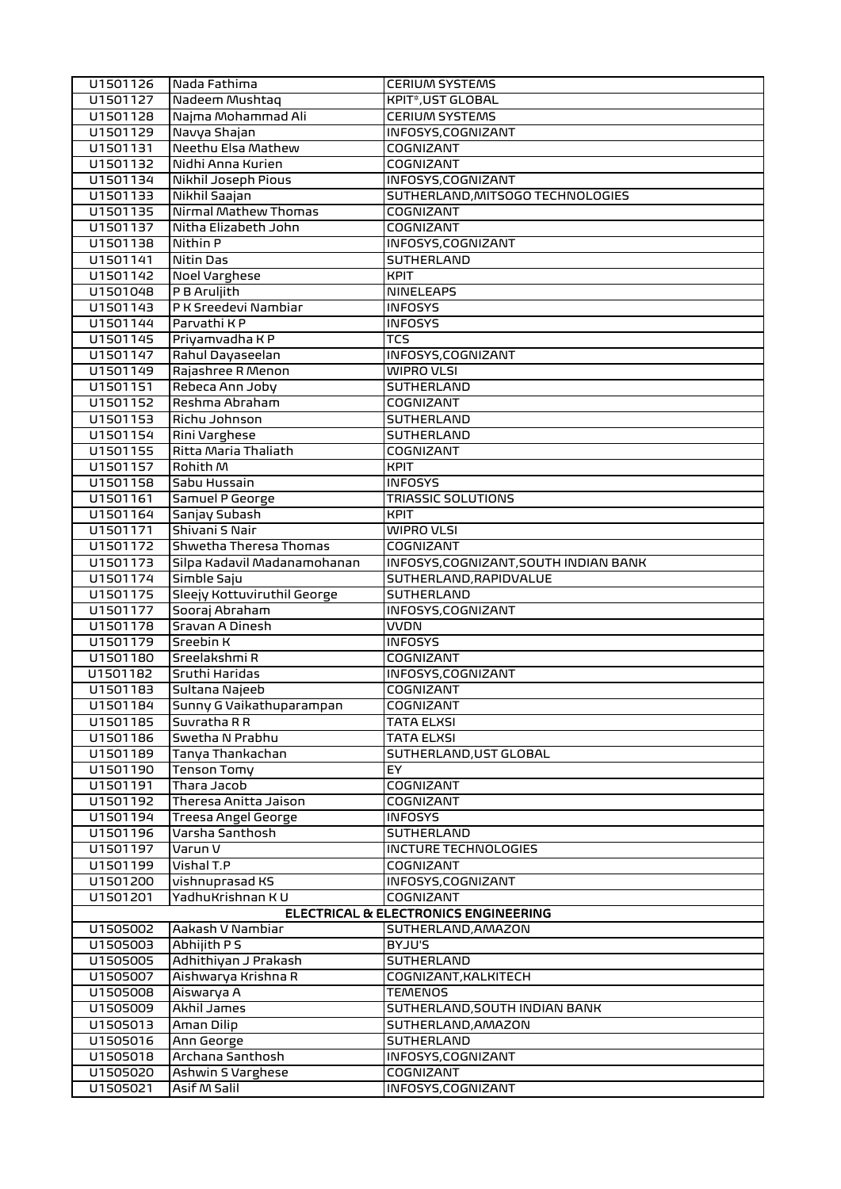| | | |
|---|---|---|
| U1501126 | Nada Fathima | CERIUM SYSTEMS |
| U1501127 | Nadeem Mushtaq | KPIT*,UST GLOBAL |
| U1501128 | Najma Mohammad Ali | CERIUM SYSTEMS |
| U1501129 | Navya Shajan | INFOSYS,COGNIZANT |
| U1501131 | Neethu Elsa Mathew | COGNIZANT |
| U1501132 | Nidhi Anna Kurien | COGNIZANT |
| U1501134 | Nikhil Joseph Pious | INFOSYS,COGNIZANT |
| U1501133 | Nikhil Saajan | SUTHERLAND,MITSOGO TECHNOLOGIES |
| U1501135 | Nirmal Mathew Thomas | COGNIZANT |
| U1501137 | Nitha Elizabeth John | COGNIZANT |
| U1501138 | Nithin P | INFOSYS,COGNIZANT |
| U1501141 | Nitin Das | SUTHERLAND |
| U1501142 | Noel Varghese | KPIT |
| U1501048 | P B Aruljith | NINELEAPS |
| U1501143 | P K Sreedevi Nambiar | INFOSYS |
| U1501144 | Parvathi K P | INFOSYS |
| U1501145 | Priyamvadha K P | TCS |
| U1501147 | Rahul Dayaseelan | INFOSYS,COGNIZANT |
| U1501149 | Rajashree R Menon | WIPRO VLSI |
| U1501151 | Rebeca Ann Joby | SUTHERLAND |
| U1501152 | Reshma Abraham | COGNIZANT |
| U1501153 | Richu Johnson | SUTHERLAND |
| U1501154 | Rini Varghese | SUTHERLAND |
| U1501155 | Ritta Maria Thaliath | COGNIZANT |
| U1501157 | Rohith M | KPIT |
| U1501158 | Sabu Hussain | INFOSYS |
| U1501161 | Samuel P George | TRIASSIC SOLUTIONS |
| U1501164 | Sanjay Subash | KPIT |
| U1501171 | Shivani S Nair | WIPRO VLSI |
| U1501172 | Shwetha Theresa Thomas | COGNIZANT |
| U1501173 | Silpa Kadavil Madanamohanan | INFOSYS,COGNIZANT,SOUTH INDIAN BANK |
| U1501174 | Simble Saju | SUTHERLAND,RAPIDVALUE |
| U1501175 | Sleejy Kottuviruthil George | SUTHERLAND |
| U1501177 | Sooraj Abraham | INFOSYS,COGNIZANT |
| U1501178 | Sravan A Dinesh | VVDN |
| U1501179 | Sreebin K | INFOSYS |
| U1501180 | Sreelakshmi R | COGNIZANT |
| U1501182 | Sruthi Haridas | INFOSYS,COGNIZANT |
| U1501183 | Sultana Najeeb | COGNIZANT |
| U1501184 | Sunny G Vaikathuparampan | COGNIZANT |
| U1501185 | Suvratha R R | TATA ELXSI |
| U1501186 | Swetha N Prabhu | TATA ELXSI |
| U1501189 | Tanya Thankachan | SUTHERLAND,UST GLOBAL |
| U1501190 | Tenson Tomy | EY |
| U1501191 | Thara Jacob | COGNIZANT |
| U1501192 | Theresa Anitta Jaison | COGNIZANT |
| U1501194 | Treesa Angel George | INFOSYS |
| U1501196 | Varsha Santhosh | SUTHERLAND |
| U1501197 | Varun V | INCTURE TECHNOLOGIES |
| U1501199 | Vishal T.P | COGNIZANT |
| U1501200 | vishnuprasad KS | INFOSYS,COGNIZANT |
| U1501201 | YadhuKrishnan K U | COGNIZANT |
| | **ELECTRICAL & ELECTRONICS ENGINEERING** | |
| U1505002 | Aakash V Nambiar | SUTHERLAND,AMAZON |
| U1505003 | Abhijith P S | BYJU'S |
| U1505005 | Adhithiyan J Prakash | SUTHERLAND |
| U1505007 | Aishwarya Krishna R | COGNIZANT,KALKITECH |
| U1505008 | Aiswarya A | TEMENOS |
| U1505009 | Akhil James | SUTHERLAND,SOUTH INDIAN BANK |
| U1505013 | Aman Dilip | SUTHERLAND,AMAZON |
| U1505016 | Ann George | SUTHERLAND |
| U1505018 | Archana Santhosh | INFOSYS,COGNIZANT |
| U1505020 | Ashwin S Varghese | COGNIZANT |
| U1505021 | Asif M Salil | INFOSYS,COGNIZANT |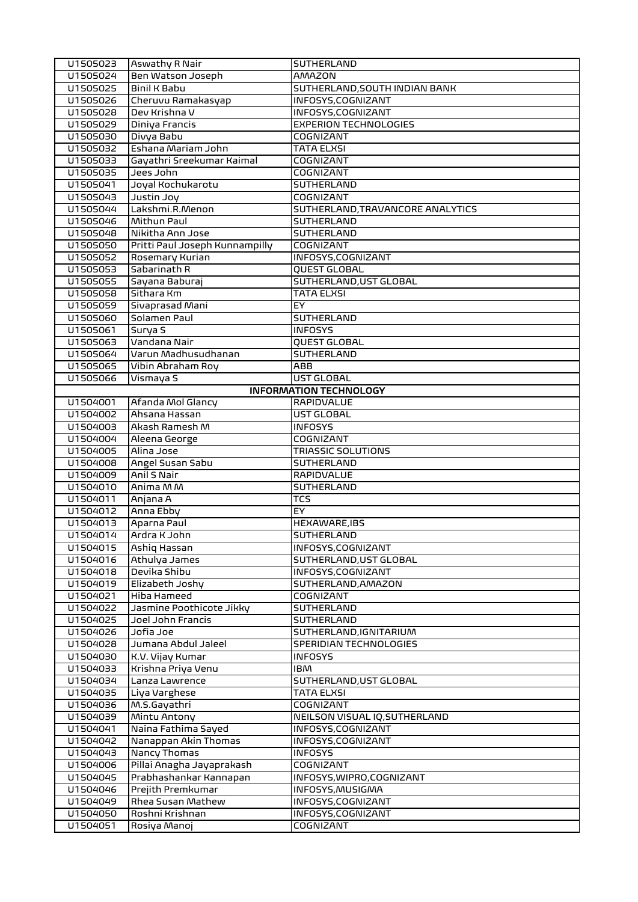| | | |
|---|---|---|
| U1505023 | Aswathy R Nair | SUTHERLAND |
| U1505024 | Ben Watson Joseph | AMAZON |
| U1505025 | Binil K Babu | SUTHERLAND,SOUTH INDIAN BANK |
| U1505026 | Cheruvu Ramakasyap | INFOSYS,COGNIZANT |
| U1505028 | Dev Krishna V | INFOSYS,COGNIZANT |
| U1505029 | Diniya Francis | EXPERION TECHNOLOGIES |
| U1505030 | Divya Babu | COGNIZANT |
| U1505032 | Eshana Mariam John | TATA ELXSI |
| U1505033 | Gayathri Sreekumar Kaimal | COGNIZANT |
| U1505035 | Jees John | COGNIZANT |
| U1505041 | Joyal Kochukarotu | SUTHERLAND |
| U1505043 | Justin Joy | COGNIZANT |
| U1505044 | Lakshmi.R.Menon | SUTHERLAND,TRAVANCORE ANALYTICS |
| U1505046 | Mithun Paul | SUTHERLAND |
| U1505048 | Nikitha Ann Jose | SUTHERLAND |
| U1505050 | Pritti Paul Joseph Kunnampilly | COGNIZANT |
| U1505052 | Rosemary Kurian | INFOSYS,COGNIZANT |
| U1505053 | Sabarinath R | QUEST GLOBAL |
| U1505055 | Sayana Baburaj | SUTHERLAND,UST GLOBAL |
| U1505058 | Sithara Km | TATA ELXSI |
| U1505059 | Sivaprasad Mani | EY |
| U1505060 | Solamen Paul | SUTHERLAND |
| U1505061 | Surya S | INFOSYS |
| U1505063 | Vandana Nair | QUEST GLOBAL |
| U1505064 | Varun Madhusudhanan | SUTHERLAND |
| U1505065 | Vibin Abraham Roy | ABB |
| U1505066 | Vismaya S | UST GLOBAL |
| | **INFORMATION TECHNOLOGY** | |
| U1504001 | Afanda Mol Glancy | RAPIDVALUE |
| U1504002 | Ahsana Hassan | UST GLOBAL |
| U1504003 | Akash Ramesh M | INFOSYS |
| U1504004 | Aleena George | COGNIZANT |
| U1504005 | Alina Jose | TRIASSIC SOLUTIONS |
| U1504008 | Angel Susan Sabu | SUTHERLAND |
| U1504009 | Anil S Nair | RAPIDVALUE |
| U1504010 | Anima M M | SUTHERLAND |
| U1504011 | Anjana A | TCS |
| U1504012 | Anna Ebby | EY |
| U1504013 | Aparna Paul | HEXAWARE,IBS |
| U1504014 | Ardra K John | SUTHERLAND |
| U1504015 | Ashiq Hassan | INFOSYS,COGNIZANT |
| U1504016 | Athulya James | SUTHERLAND,UST GLOBAL |
| U1504018 | Devika Shibu | INFOSYS,COGNIZANT |
| U1504019 | Elizabeth Joshy | SUTHERLAND,AMAZON |
| U1504021 | Hiba Hameed | COGNIZANT |
| U1504022 | Jasmine Poothicote Jikky | SUTHERLAND |
| U1504025 | Joel John Francis | SUTHERLAND |
| U1504026 | Jofia Joe | SUTHERLAND,IGNITARIUM |
| U1504028 | Jumana Abdul Jaleel | SPERIDIAN TECHNOLOGIES |
| U1504030 | K.V. Vijay Kumar | INFOSYS |
| U1504033 | Krishna Priya Venu | IBM |
| U1504034 | Lanza Lawrence | SUTHERLAND,UST GLOBAL |
| U1504035 | Liya Varghese | TATA ELXSI |
| U1504036 | M.S.Gayathri | COGNIZANT |
| U1504039 | Mintu Antony | NEILSON VISUAL IQ,SUTHERLAND |
| U1504041 | Naina Fathima Sayed | INFOSYS,COGNIZANT |
| U1504042 | Nanappan Akin Thomas | INFOSYS,COGNIZANT |
| U1504043 | Nancy Thomas | INFOSYS |
| U1504006 | Pillai Anagha Jayaprakash | COGNIZANT |
| U1504045 | Prabhashankar Kannapan | INFOSYS,WIPRO,COGNIZANT |
| U1504046 | Prejith Premkumar | INFOSYS,MUSIGMA |
| U1504049 | Rhea Susan Mathew | INFOSYS,COGNIZANT |
| U1504050 | Roshni Krishnan | INFOSYS,COGNIZANT |
| U1504051 | Rosiya Manoj | COGNIZANT |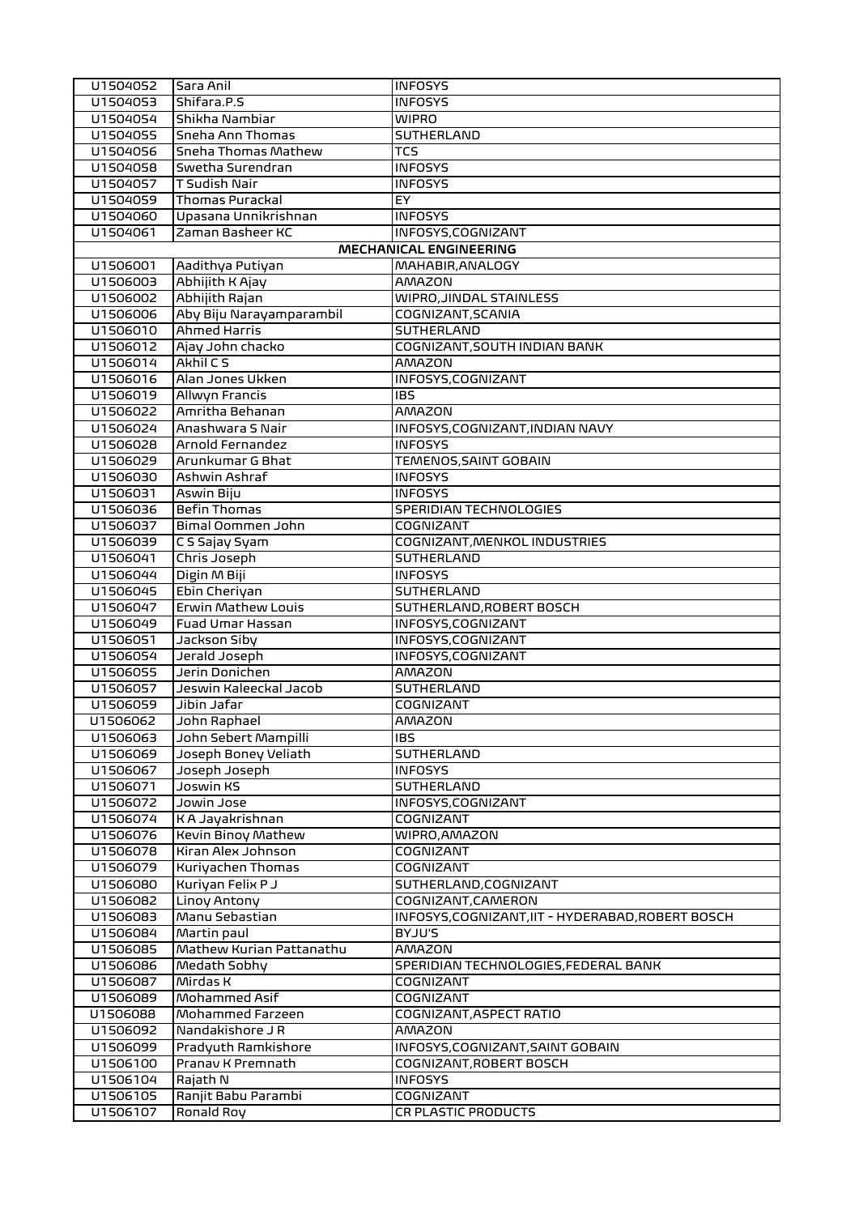| | | |
|---|---|---|
| U1504052 | Sara Anil | INFOSYS |
| U1504053 | Shifara.P.S | INFOSYS |
| U1504054 | Shikha Nambiar | WIPRO |
| U1504055 | Sneha Ann Thomas | SUTHERLAND |
| U1504056 | Sneha Thomas Mathew | TCS |
| U1504058 | Swetha Surendran | INFOSYS |
| U1504057 | T Sudish Nair | INFOSYS |
| U1504059 | Thomas Purackal | EY |
| U1504060 | Upasana Unnikrishnan | INFOSYS |
| U1504061 | Zaman Basheer KC | INFOSYS,COGNIZANT |
| **MECHANICAL ENGINEERING** | | |
| U1506001 | Aadithya Putiyan | MAHABIR,ANALOGY |
| U1506003 | Abhijith K Ajay | AMAZON |
| U1506002 | Abhijith Rajan | WIPRO,JINDAL STAINLESS |
| U1506006 | Aby Biju Narayamparambil | COGNIZANT,SCANIA |
| U1506010 | Ahmed Harris | SUTHERLAND |
| U1506012 | Ajay John chacko | COGNIZANT,SOUTH INDIAN BANK |
| U1506014 | Akhil C S | AMAZON |
| U1506016 | Alan Jones Ukken | INFOSYS,COGNIZANT |
| U1506019 | Allwyn Francis | IBS |
| U1506022 | Amritha Behanan | AMAZON |
| U1506024 | Anashwara S Nair | INFOSYS,COGNIZANT,INDIAN NAVY |
| U1506028 | Arnold Fernandez | INFOSYS |
| U1506029 | Arunkumar G Bhat | TEMENOS,SAINT GOBAIN |
| U1506030 | Ashwin Ashraf | INFOSYS |
| U1506031 | Aswin Biju | INFOSYS |
| U1506036 | Befin Thomas | SPERIDIAN TECHNOLOGIES |
| U1506037 | Bimal Oommen John | COGNIZANT |
| U1506039 | C S Sajay Syam | COGNIZANT,MENKOL INDUSTRIES |
| U1506041 | Chris Joseph | SUTHERLAND |
| U1506044 | Digin M Biji | INFOSYS |
| U1506045 | Ebin Cheriyan | SUTHERLAND |
| U1506047 | Erwin Mathew Louis | SUTHERLAND,ROBERT BOSCH |
| U1506049 | Fuad Umar Hassan | INFOSYS,COGNIZANT |
| U1506051 | Jackson Siby | INFOSYS,COGNIZANT |
| U1506054 | Jerald Joseph | INFOSYS,COGNIZANT |
| U1506055 | Jerin Donichen | AMAZON |
| U1506057 | Jeswin Kaleeckal Jacob | SUTHERLAND |
| U1506059 | Jibin Jafar | COGNIZANT |
| U1506062 | John Raphael | AMAZON |
| U1506063 | John Sebert Mampilli | IBS |
| U1506069 | Joseph Boney Veliath | SUTHERLAND |
| U1506067 | Joseph Joseph | INFOSYS |
| U1506071 | Joswin KS | SUTHERLAND |
| U1506072 | Jowin Jose | INFOSYS,COGNIZANT |
| U1506074 | K A Jayakrishnan | COGNIZANT |
| U1506076 | Kevin Binoy Mathew | WIPRO,AMAZON |
| U1506078 | Kiran Alex Johnson | COGNIZANT |
| U1506079 | Kuriyachen Thomas | COGNIZANT |
| U1506080 | Kuriyan Felix P J | SUTHERLAND,COGNIZANT |
| U1506082 | Linoy Antony | COGNIZANT,CAMERON |
| U1506083 | Manu Sebastian | INFOSYS,COGNIZANT,IIT - HYDERABAD,ROBERT BOSCH |
| U1506084 | Martin paul | BYJU'S |
| U1506085 | Mathew Kurian Pattanathu | AMAZON |
| U1506086 | Medath Sobhy | SPERIDIAN TECHNOLOGIES,FEDERAL BANK |
| U1506087 | Mirdas K | COGNIZANT |
| U1506089 | Mohammed Asif | COGNIZANT |
| U1506088 | Mohammed Farzeen | COGNIZANT,ASPECT RATIO |
| U1506092 | Nandakishore J R | AMAZON |
| U1506099 | Pradyuth Ramkishore | INFOSYS,COGNIZANT,SAINT GOBAIN |
| U1506100 | Pranav K Premnath | COGNIZANT,ROBERT BOSCH |
| U1506104 | Rajath N | INFOSYS |
| U1506105 | Ranjit Babu Parambi | COGNIZANT |
| U1506107 | Ronald Roy | CR PLASTIC PRODUCTS |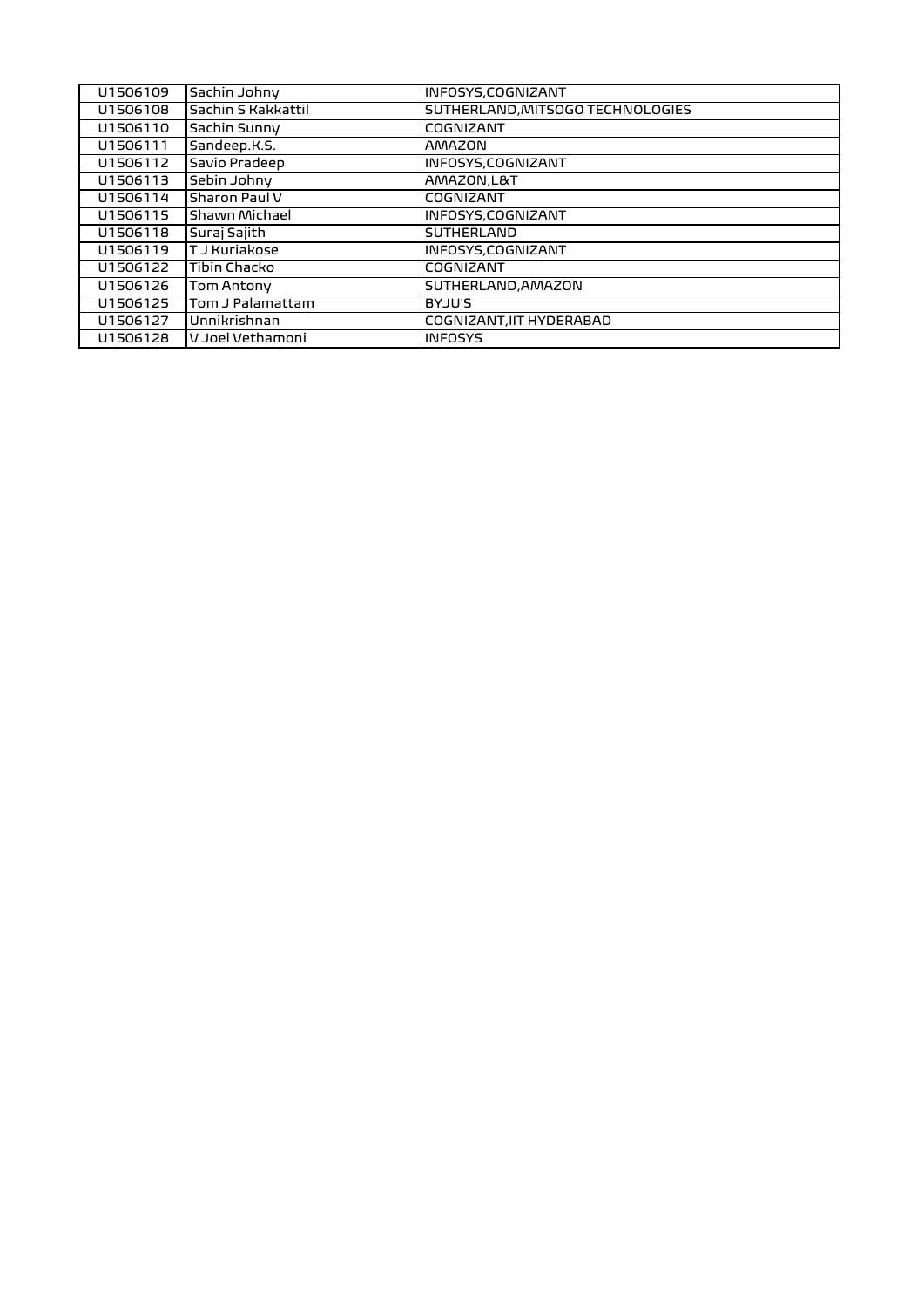| | | |
|---|---|---|
| U1506109 | Sachin Johny | INFOSYS,COGNIZANT |
| U1506108 | Sachin S Kakkattil | SUTHERLAND,MITSOGO TECHNOLOGIES |
| U1506110 | Sachin Sunny | COGNIZANT |
| U1506111 | Sandeep.K.S. | AMAZON |
| U1506112 | Savio Pradeep | INFOSYS,COGNIZANT |
| U1506113 | Sebin Johny | AMAZON,L&T |
| U1506114 | Sharon Paul V | COGNIZANT |
| U1506115 | Shawn Michael | INFOSYS,COGNIZANT |
| U1506118 | Suraj Sajith | SUTHERLAND |
| U1506119 | T J Kuriakose | INFOSYS,COGNIZANT |
| U1506122 | Tibin Chacko | COGNIZANT |
| U1506126 | Tom Antony | SUTHERLAND,AMAZON |
| U1506125 | Tom J Palamattam | BYJU'S |
| U1506127 | Unnikrishnan | COGNIZANT,IIT HYDERABAD |
| U1506128 | V Joel Vethamoni | INFOSYS |